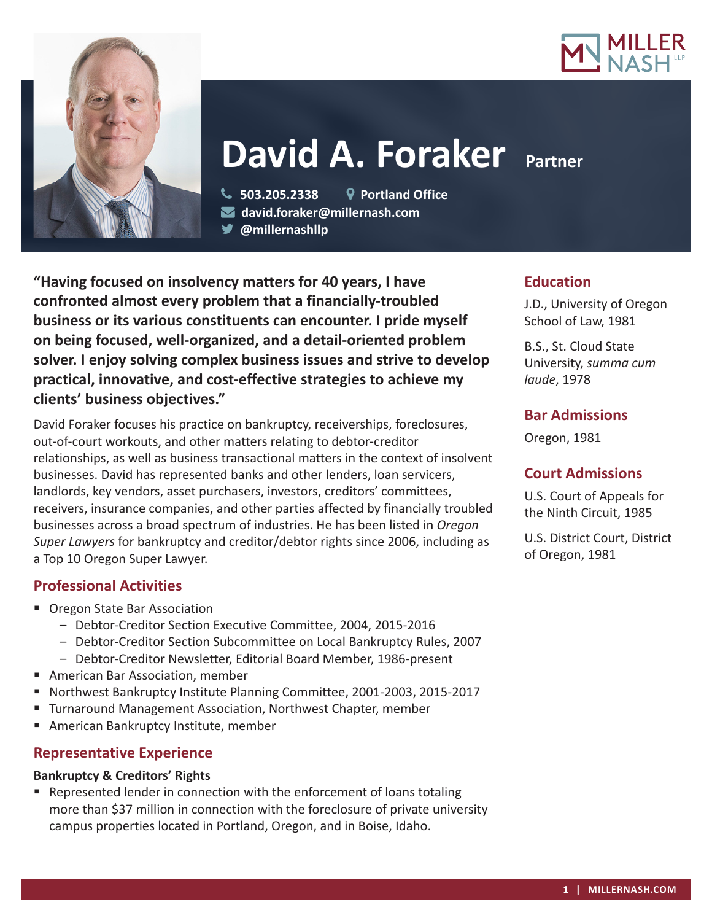# David A. Foraker Partner

503.205.2338 | Portland Office
david.foraker@millernash.com
@millernashllp

**"Having focused on insolvency matters for 40 years, I have confronted almost every problem that a financially-troubled business or its various constituents can encounter. I pride myself on being focused, well-organized, and a detail-oriented problem solver. I enjoy solving complex business issues and strive to develop practical, innovative, and cost-effective strategies to achieve my clients' business objectives."**

David Foraker focuses his practice on bankruptcy, receiverships, foreclosures, out-of-court workouts, and other matters relating to debtor-creditor relationships, as well as business transactional matters in the context of insolvent businesses. David has represented banks and other lenders, loan servicers, landlords, key vendors, asset purchasers, investors, creditors' committees, receivers, insurance companies, and other parties affected by financially troubled businesses across a broad spectrum of industries. He has been listed in *Oregon Super Lawyers* for bankruptcy and creditor/debtor rights since 2006, including as a Top 10 Oregon Super Lawyer.

## Professional Activities

- Oregon State Bar Association
  - Debtor-Creditor Section Executive Committee, 2004, 2015-2016
  - Debtor-Creditor Section Subcommittee on Local Bankruptcy Rules, 2007
  - Debtor-Creditor Newsletter, Editorial Board Member, 1986-present
- American Bar Association, member
- Northwest Bankruptcy Institute Planning Committee, 2001-2003, 2015-2017
- Turnaround Management Association, Northwest Chapter, member
- American Bankruptcy Institute, member

## Representative Experience

### Bankruptcy & Creditors' Rights

- Represented lender in connection with the enforcement of loans totaling more than $37 million in connection with the foreclosure of private university campus properties located in Portland, Oregon, and in Boise, Idaho.

## Education

J.D., University of Oregon School of Law, 1981

B.S., St. Cloud State University, *summa cum laude*, 1978

## Bar Admissions

Oregon, 1981

## Court Admissions

U.S. Court of Appeals for the Ninth Circuit, 1985

U.S. District Court, District of Oregon, 1981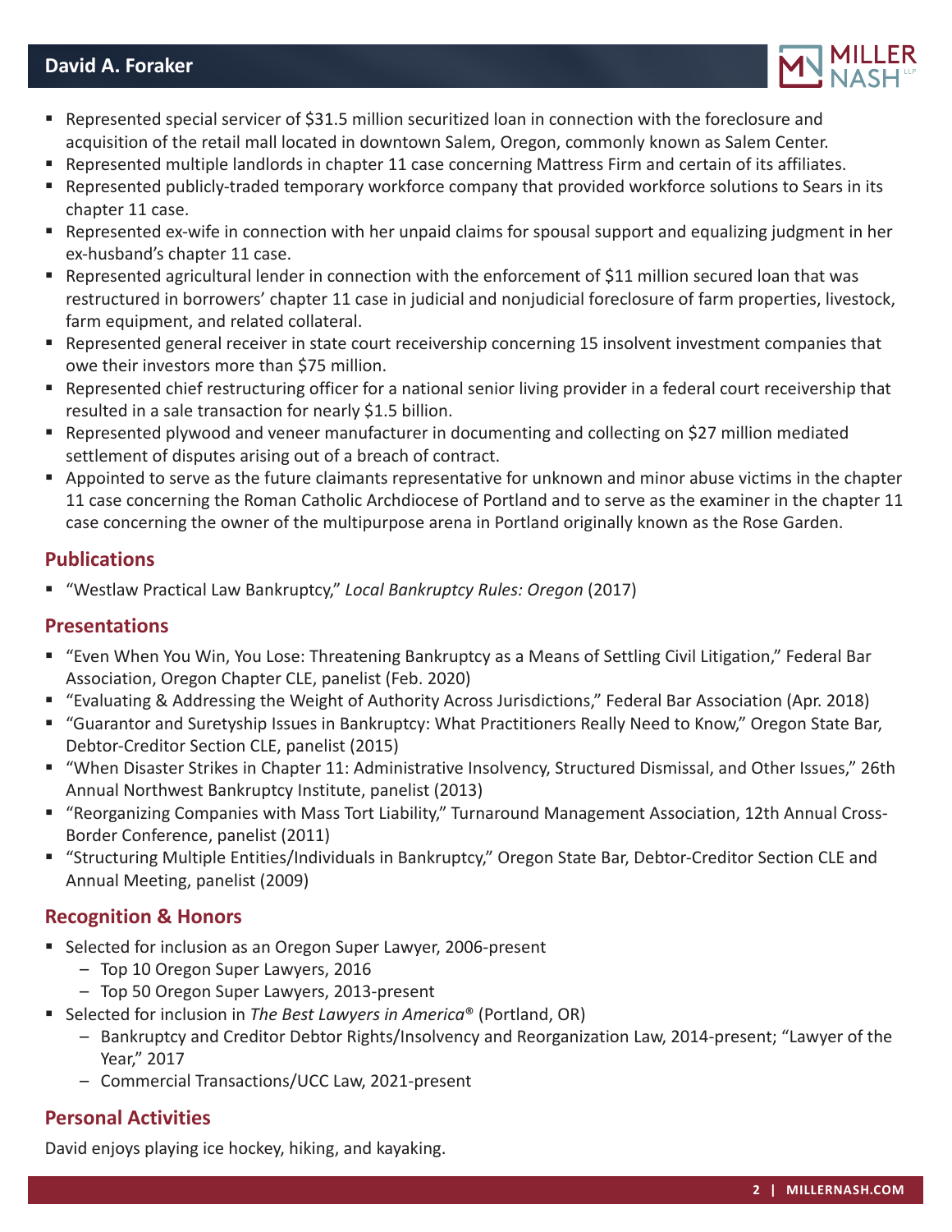- Represented special servicer of $31.5 million securitized loan in connection with the foreclosure and acquisition of the retail mall located in downtown Salem, Oregon, commonly known as Salem Center.
- Represented multiple landlords in chapter 11 case concerning Mattress Firm and certain of its affiliates.
- Represented publicly-traded temporary workforce company that provided workforce solutions to Sears in its chapter 11 case.
- Represented ex-wife in connection with her unpaid claims for spousal support and equalizing judgment in her ex-husband's chapter 11 case.
- Represented agricultural lender in connection with the enforcement of $11 million secured loan that was restructured in borrowers' chapter 11 case in judicial and nonjudicial foreclosure of farm properties, livestock, farm equipment, and related collateral.
- Represented general receiver in state court receivership concerning 15 insolvent investment companies that owe their investors more than $75 million.
- Represented chief restructuring officer for a national senior living provider in a federal court receivership that resulted in a sale transaction for nearly $1.5 billion.
- Represented plywood and veneer manufacturer in documenting and collecting on $27 million mediated settlement of disputes arising out of a breach of contract.
- Appointed to serve as the future claimants representative for unknown and minor abuse victims in the chapter 11 case concerning the Roman Catholic Archdiocese of Portland and to serve as the examiner in the chapter 11 case concerning the owner of the multipurpose arena in Portland originally known as the Rose Garden.

## Publications

- "Westlaw Practical Law Bankruptcy," *Local Bankruptcy Rules: Oregon* (2017)

## Presentations

- "Even When You Win, You Lose: Threatening Bankruptcy as a Means of Settling Civil Litigation," Federal Bar Association, Oregon Chapter CLE, panelist (Feb. 2020)
- "Evaluating & Addressing the Weight of Authority Across Jurisdictions," Federal Bar Association (Apr. 2018)
- "Guarantor and Suretyship Issues in Bankruptcy: What Practitioners Really Need to Know," Oregon State Bar, Debtor-Creditor Section CLE, panelist (2015)
- "When Disaster Strikes in Chapter 11: Administrative Insolvency, Structured Dismissal, and Other Issues," 26th Annual Northwest Bankruptcy Institute, panelist (2013)
- "Reorganizing Companies with Mass Tort Liability," Turnaround Management Association, 12th Annual Cross-Border Conference, panelist (2011)
- "Structuring Multiple Entities/Individuals in Bankruptcy," Oregon State Bar, Debtor-Creditor Section CLE and Annual Meeting, panelist (2009)

## Recognition & Honors

- Selected for inclusion as an Oregon Super Lawyer, 2006-present
  - Top 10 Oregon Super Lawyers, 2016
  - Top 50 Oregon Super Lawyers, 2013-present
- Selected for inclusion in *The Best Lawyers in America*® (Portland, OR)
  - Bankruptcy and Creditor Debtor Rights/Insolvency and Reorganization Law, 2014-present; "Lawyer of the Year," 2017
  - Commercial Transactions/UCC Law, 2021-present

## Personal Activities

David enjoys playing ice hockey, hiking, and kayaking.